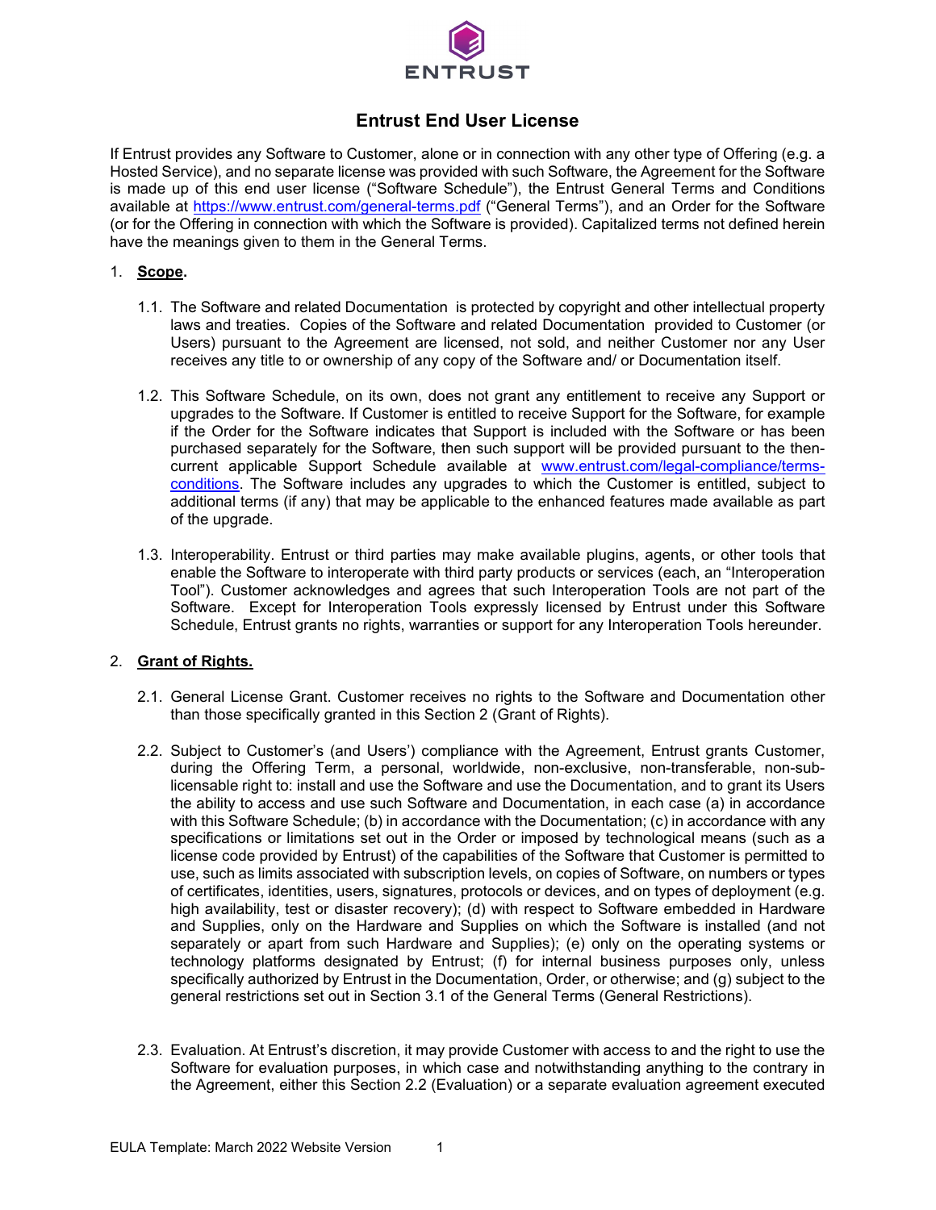# Entrust End User License

If Entrust provides any Software to Customer, alone or in connection with any other type of Offering (e.g. a Hosted Service), and no separate license was provided with such Software, the Agreement for the Software is made up of this end user license ("Software Schedule"), the Entrust General Terms and Conditions available at https://www.entrust.com/general-terms.pdf ("General Terms"), and an Order for the Software (or for the Offering in connection with which the Software is provided). Capitalized terms not defined herein have the meanings given to them in the General Terms.

1. **Scope.**

   1.1. The Software and related Documentation is protected by copyright and other intellectual property laws and treaties. Copies of the Software and related Documentation provided to Customer (or Users) pursuant to the Agreement are licensed, not sold, and neither Customer nor any User receives any title to or ownership of any copy of the Software and/ or Documentation itself.

   1.2. This Software Schedule, on its own, does not grant any entitlement to receive any Support or upgrades to the Software. If Customer is entitled to receive Support for the Software, for example if the Order for the Software indicates that Support is included with the Software or has been purchased separately for the Software, then such support will be provided pursuant to the then-current applicable Support Schedule available at www.entrust.com/legal-compliance/terms-conditions. The Software includes any upgrades to which the Customer is entitled, subject to additional terms (if any) that may be applicable to the enhanced features made available as part of the upgrade.

   1.3. Interoperability. Entrust or third parties may make available plugins, agents, or other tools that enable the Software to interoperate with third party products or services (each, an "Interoperation Tool"). Customer acknowledges and agrees that such Interoperation Tools are not part of the Software. Except for Interoperation Tools expressly licensed by Entrust under this Software Schedule, Entrust grants no rights, warranties or support for any Interoperation Tools hereunder.

2. **Grant of Rights.**

   2.1. General License Grant. Customer receives no rights to the Software and Documentation other than those specifically granted in this Section 2 (Grant of Rights).

   2.2. Subject to Customer's (and Users') compliance with the Agreement, Entrust grants Customer, during the Offering Term, a personal, worldwide, non-exclusive, non-transferable, non-sub-licensable right to: install and use the Software and use the Documentation, and to grant its Users the ability to access and use such Software and Documentation, in each case (a) in accordance with this Software Schedule; (b) in accordance with the Documentation; (c) in accordance with any specifications or limitations set out in the Order or imposed by technological means (such as a license code provided by Entrust) of the capabilities of the Software that Customer is permitted to use, such as limits associated with subscription levels, on copies of Software, on numbers or types of certificates, identities, users, signatures, protocols or devices, and on types of deployment (e.g. high availability, test or disaster recovery); (d) with respect to Software embedded in Hardware and Supplies, only on the Hardware and Supplies on which the Software is installed (and not separately or apart from such Hardware and Supplies); (e) only on the operating systems or technology platforms designated by Entrust; (f) for internal business purposes only, unless specifically authorized by Entrust in the Documentation, Order, or otherwise; and (g) subject to the general restrictions set out in Section 3.1 of the General Terms (General Restrictions).

   2.3. Evaluation. At Entrust's discretion, it may provide Customer with access to and the right to use the Software for evaluation purposes, in which case and notwithstanding anything to the contrary in the Agreement, either this Section 2.2 (Evaluation) or a separate evaluation agreement executed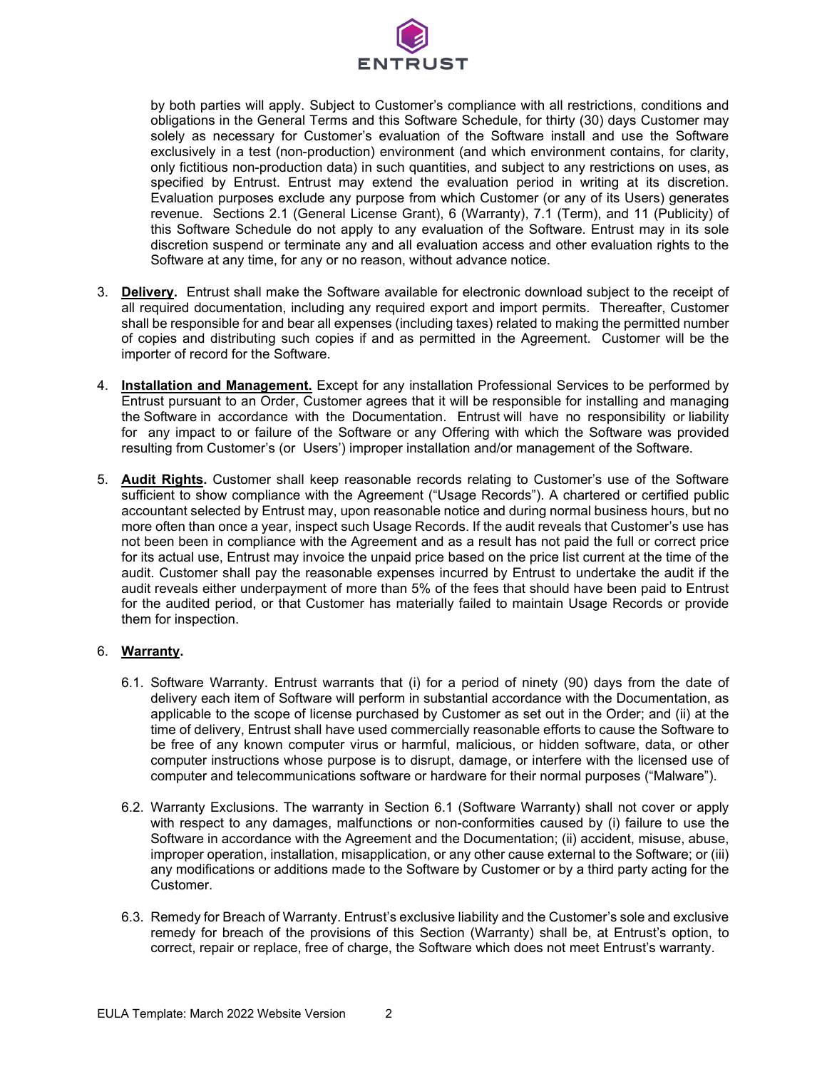by both parties will apply. Subject to Customer's compliance with all restrictions, conditions and obligations in the General Terms and this Software Schedule, for thirty (30) days Customer may solely as necessary for Customer's evaluation of the Software install and use the Software exclusively in a test (non-production) environment (and which environment contains, for clarity, only fictitious non-production data) in such quantities, and subject to any restrictions on uses, as specified by Entrust. Entrust may extend the evaluation period in writing at its discretion. Evaluation purposes exclude any purpose from which Customer (or any of its Users) generates revenue. Sections 2.1 (General License Grant), 6 (Warranty), 7.1 (Term), and 11 (Publicity) of this Software Schedule do not apply to any evaluation of the Software. Entrust may in its sole discretion suspend or terminate any and all evaluation access and other evaluation rights to the Software at any time, for any or no reason, without advance notice.

3. **Delivery.** Entrust shall make the Software available for electronic download subject to the receipt of all required documentation, including any required export and import permits. Thereafter, Customer shall be responsible for and bear all expenses (including taxes) related to making the permitted number of copies and distributing such copies if and as permitted in the Agreement. Customer will be the importer of record for the Software.

4. **Installation and Management.** Except for any installation Professional Services to be performed by Entrust pursuant to an Order, Customer agrees that it will be responsible for installing and managing the Software in accordance with the Documentation. Entrust will have no responsibility or liability for any impact to or failure of the Software or any Offering with which the Software was provided resulting from Customer's (or Users') improper installation and/or management of the Software.

5. **Audit Rights.** Customer shall keep reasonable records relating to Customer's use of the Software sufficient to show compliance with the Agreement ("Usage Records"). A chartered or certified public accountant selected by Entrust may, upon reasonable notice and during normal business hours, but no more often than once a year, inspect such Usage Records. If the audit reveals that Customer's use has not been been in compliance with the Agreement and as a result has not paid the full or correct price for its actual use, Entrust may invoice the unpaid price based on the price list current at the time of the audit. Customer shall pay the reasonable expenses incurred by Entrust to undertake the audit if the audit reveals either underpayment of more than 5% of the fees that should have been paid to Entrust for the audited period, or that Customer has materially failed to maintain Usage Records or provide them for inspection.

6. **Warranty.**

   6.1. Software Warranty. Entrust warrants that (i) for a period of ninety (90) days from the date of delivery each item of Software will perform in substantial accordance with the Documentation, as applicable to the scope of license purchased by Customer as set out in the Order; and (ii) at the time of delivery, Entrust shall have used commercially reasonable efforts to cause the Software to be free of any known computer virus or harmful, malicious, or hidden software, data, or other computer instructions whose purpose is to disrupt, damage, or interfere with the licensed use of computer and telecommunications software or hardware for their normal purposes ("Malware").

   6.2. Warranty Exclusions. The warranty in Section 6.1 (Software Warranty) shall not cover or apply with respect to any damages, malfunctions or non-conformities caused by (i) failure to use the Software in accordance with the Agreement and the Documentation; (ii) accident, misuse, abuse, improper operation, installation, misapplication, or any other cause external to the Software; or (iii) any modifications or additions made to the Software by Customer or by a third party acting for the Customer.

   6.3. Remedy for Breach of Warranty. Entrust's exclusive liability and the Customer's sole and exclusive remedy for breach of the provisions of this Section (Warranty) shall be, at Entrust's option, to correct, repair or replace, free of charge, the Software which does not meet Entrust's warranty.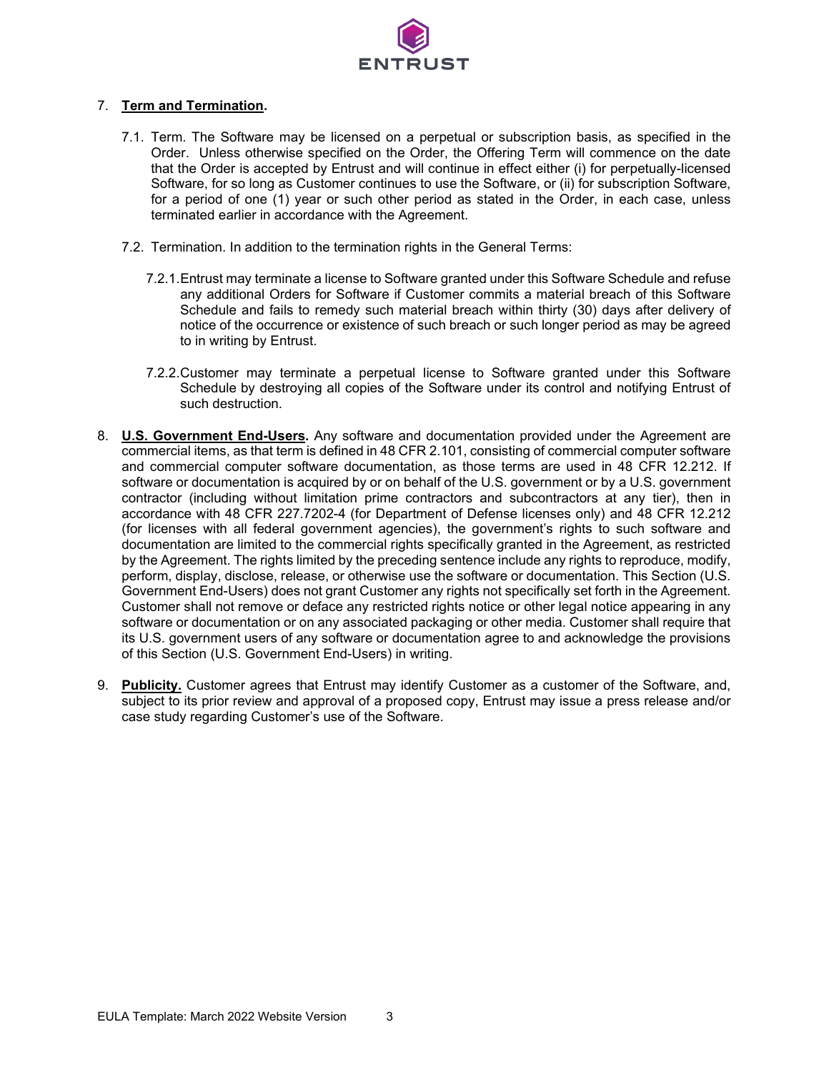7. **Term and Termination.**

   7.1. Term. The Software may be licensed on a perpetual or subscription basis, as specified in the Order. Unless otherwise specified on the Order, the Offering Term will commence on the date that the Order is accepted by Entrust and will continue in effect either (i) for perpetually-licensed Software, for so long as Customer continues to use the Software, or (ii) for subscription Software, for a period of one (1) year or such other period as stated in the Order, in each case, unless terminated earlier in accordance with the Agreement.

   7.2. Termination. In addition to the termination rights in the General Terms:

      7.2.1. Entrust may terminate a license to Software granted under this Software Schedule and refuse any additional Orders for Software if Customer commits a material breach of this Software Schedule and fails to remedy such material breach within thirty (30) days after delivery of notice of the occurrence or existence of such breach or such longer period as may be agreed to in writing by Entrust.

      7.2.2. Customer may terminate a perpetual license to Software granted under this Software Schedule by destroying all copies of the Software under its control and notifying Entrust of such destruction.

8. **U.S. Government End-Users.** Any software and documentation provided under the Agreement are commercial items, as that term is defined in 48 CFR 2.101, consisting of commercial computer software and commercial computer software documentation, as those terms are used in 48 CFR 12.212. If software or documentation is acquired by or on behalf of the U.S. government or by a U.S. government contractor (including without limitation prime contractors and subcontractors at any tier), then in accordance with 48 CFR 227.7202-4 (for Department of Defense licenses only) and 48 CFR 12.212 (for licenses with all federal government agencies), the government's rights to such software and documentation are limited to the commercial rights specifically granted in the Agreement, as restricted by the Agreement. The rights limited by the preceding sentence include any rights to reproduce, modify, perform, display, disclose, release, or otherwise use the software or documentation. This Section (U.S. Government End-Users) does not grant Customer any rights not specifically set forth in the Agreement. Customer shall not remove or deface any restricted rights notice or other legal notice appearing in any software or documentation or on any associated packaging or other media. Customer shall require that its U.S. government users of any software or documentation agree to and acknowledge the provisions of this Section (U.S. Government End-Users) in writing.

9. **Publicity.** Customer agrees that Entrust may identify Customer as a customer of the Software, and, subject to its prior review and approval of a proposed copy, Entrust may issue a press release and/or case study regarding Customer's use of the Software.